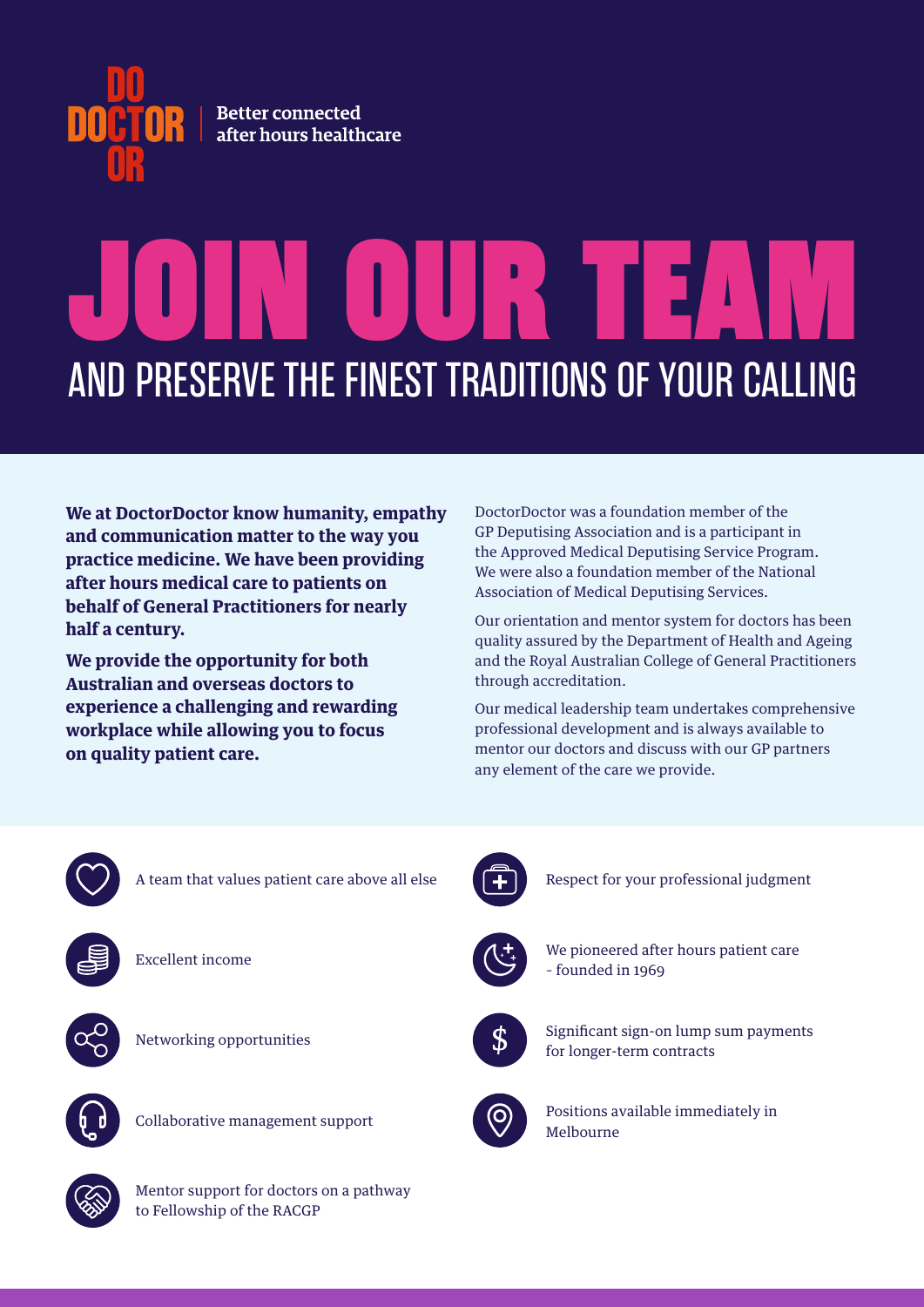DO DOCTOR OR | Better connected after hours healthcare

# JOIN OUR TEAM

## AND PRESERVE THE FINEST TRADITIONS OF YOUR CALLING

**We at DoctorDoctor know humanity, empathy and communication matter to the way you practice medicine. We have been providing after hours medical care to patients on behalf of General Practitioners for nearly half a century.**

**We provide the opportunity for both Australian and overseas doctors to experience a challenging and rewarding workplace while allowing you to focus on quality patient care.**

DoctorDoctor was a foundation member of the GP Deputising Association and is a participant in the Approved Medical Deputising Service Program. We were also a foundation member of the National Association of Medical Deputising Services.

Our orientation and mentor system for doctors has been quality assured by the Department of Health and Ageing and the Royal Australian College of General Practitioners through accreditation.

Our medical leadership team undertakes comprehensive professional development and is always available to mentor our doctors and discuss with our GP partners any element of the care we provide.

- A team that values patient care above all else
- Excellent income
- Networking opportunities
- Collaborative management support
- Mentor support for doctors on a pathway to Fellowship of the RACGP
- Respect for your professional judgment
- We pioneered after hours patient care - founded in 1969
- Significant sign-on lump sum payments for longer-term contracts
- Positions available immediately in Melbourne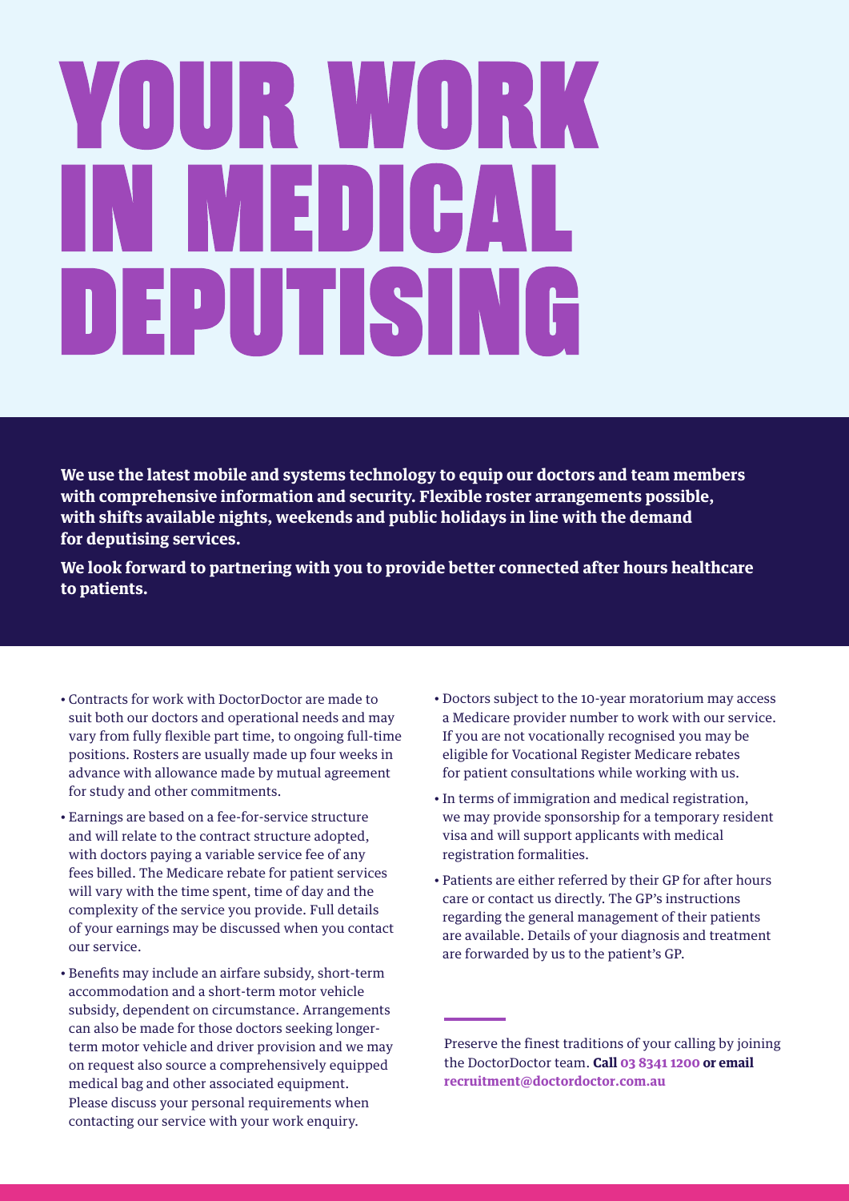# YOUR WORK IN MEDICAL DEPUTISING

**We use the latest mobile and systems technology to equip our doctors and team members with comprehensive information and security. Flexible roster arrangements possible, with shifts available nights, weekends and public holidays in line with the demand for deputising services.**

**We look forward to partnering with you to provide better connected after hours healthcare to patients.**

- Contracts for work with DoctorDoctor are made to suit both our doctors and operational needs and may vary from fully flexible part time, to ongoing full-time positions. Rosters are usually made up four weeks in advance with allowance made by mutual agreement for study and other commitments.
- Earnings are based on a fee-for-service structure and will relate to the contract structure adopted, with doctors paying a variable service fee of any fees billed. The Medicare rebate for patient services will vary with the time spent, time of day and the complexity of the service you provide. Full details of your earnings may be discussed when you contact our service.
- Benefits may include an airfare subsidy, short-term accommodation and a short-term motor vehicle subsidy, dependent on circumstance. Arrangements can also be made for those doctors seeking longer-term motor vehicle and driver provision and we may on request also source a comprehensively equipped medical bag and other associated equipment. Please discuss your personal requirements when contacting our service with your work enquiry.
- Doctors subject to the 10-year moratorium may access a Medicare provider number to work with our service. If you are not vocationally recognised you may be eligible for Vocational Register Medicare rebates for patient consultations while working with us.
- In terms of immigration and medical registration, we may provide sponsorship for a temporary resident visa and will support applicants with medical registration formalities.
- Patients are either referred by their GP for after hours care or contact us directly. The GP's instructions regarding the general management of their patients are available. Details of your diagnosis and treatment are forwarded by us to the patient's GP.

Preserve the finest traditions of your calling by joining the DoctorDoctor team. **Call 03 8341 1200 or email recruitment@doctordoctor.com.au**